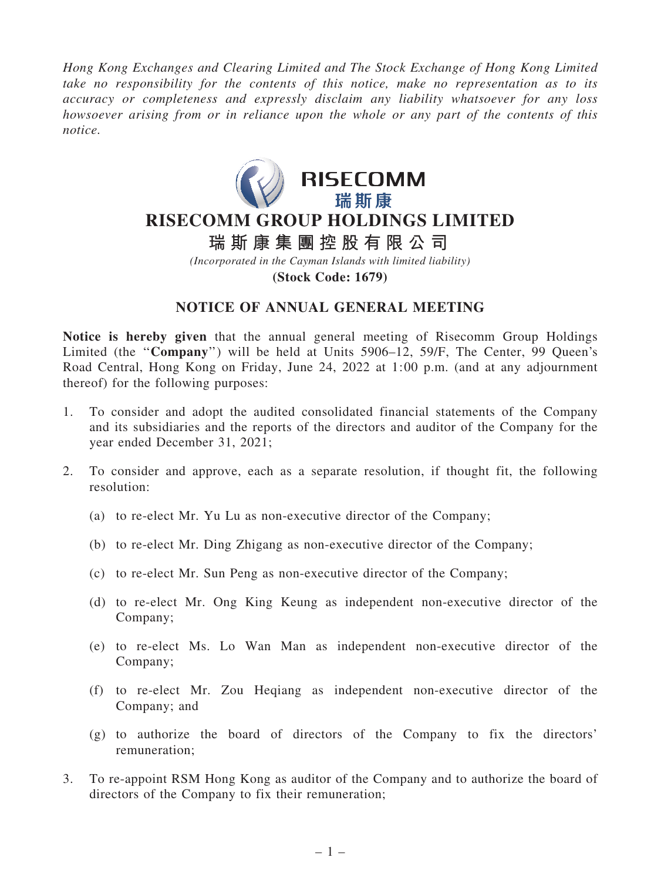*Hong Kong Exchanges and Clearing Limited and The Stock Exchange of Hong Kong Limited take no responsibility for the contents of this notice, make no representation as to its accuracy or completeness and expressly disclaim any liability whatsoever for any loss howsoever arising from or in reliance upon the whole or any part of the contents of this notice.*

RISECOMM
瑞斯康

# RISECOMM GROUP HOLDINGS LIMITED

# 瑞斯康集團控股有限公司

*(Incorporated in the Cayman Islands with limited liability)*

**(Stock Code: 1679)**

## NOTICE OF ANNUAL GENERAL MEETING

**Notice is hereby given** that the annual general meeting of Risecomm Group Holdings Limited (the "**Company**") will be held at Units 5906–12, 59/F, The Center, 99 Queen's Road Central, Hong Kong on Friday, June 24, 2022 at 1:00 p.m. (and at any adjournment thereof) for the following purposes:

1. To consider and adopt the audited consolidated financial statements of the Company and its subsidiaries and the reports of the directors and auditor of the Company for the year ended December 31, 2021;

2. To consider and approve, each as a separate resolution, if thought fit, the following resolution:

   (a) to re-elect Mr. Yu Lu as non-executive director of the Company;

   (b) to re-elect Mr. Ding Zhigang as non-executive director of the Company;

   (c) to re-elect Mr. Sun Peng as non-executive director of the Company;

   (d) to re-elect Mr. Ong King Keung as independent non-executive director of the Company;

   (e) to re-elect Ms. Lo Wan Man as independent non-executive director of the Company;

   (f) to re-elect Mr. Zou Heqiang as independent non-executive director of the Company; and

   (g) to authorize the board of directors of the Company to fix the directors' remuneration;

3. To re-appoint RSM Hong Kong as auditor of the Company and to authorize the board of directors of the Company to fix their remuneration;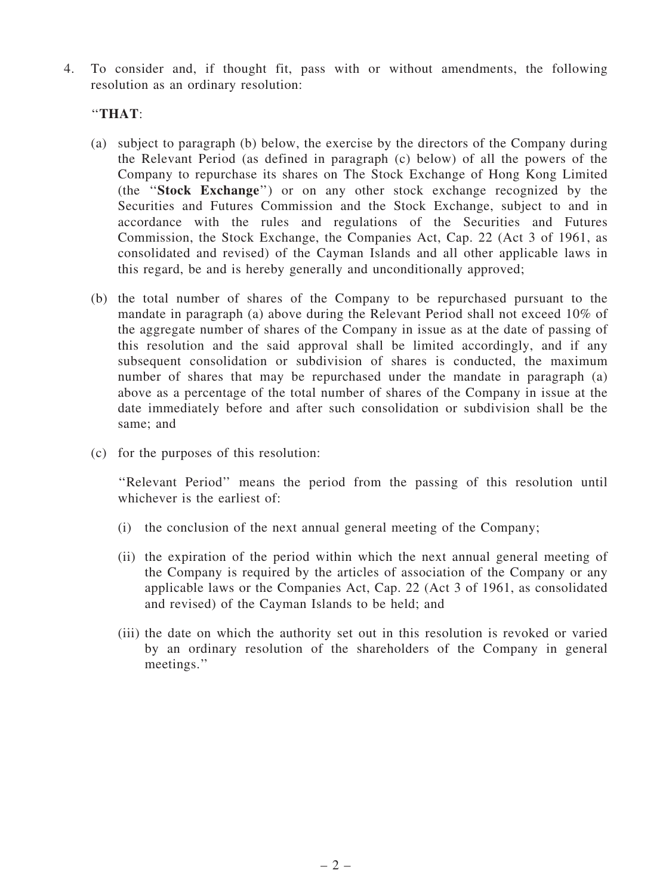4. To consider and, if thought fit, pass with or without amendments, the following resolution as an ordinary resolution:

 "**THAT**:

 (a) subject to paragraph (b) below, the exercise by the directors of the Company during the Relevant Period (as defined in paragraph (c) below) of all the powers of the Company to repurchase its shares on The Stock Exchange of Hong Kong Limited (the "**Stock Exchange**") or on any other stock exchange recognized by the Securities and Futures Commission and the Stock Exchange, subject to and in accordance with the rules and regulations of the Securities and Futures Commission, the Stock Exchange, the Companies Act, Cap. 22 (Act 3 of 1961, as consolidated and revised) of the Cayman Islands and all other applicable laws in this regard, be and is hereby generally and unconditionally approved;

 (b) the total number of shares of the Company to be repurchased pursuant to the mandate in paragraph (a) above during the Relevant Period shall not exceed 10% of the aggregate number of shares of the Company in issue as at the date of passing of this resolution and the said approval shall be limited accordingly, and if any subsequent consolidation or subdivision of shares is conducted, the maximum number of shares that may be repurchased under the mandate in paragraph (a) above as a percentage of the total number of shares of the Company in issue at the date immediately before and after such consolidation or subdivision shall be the same; and

 (c) for the purposes of this resolution:

 "Relevant Period" means the period from the passing of this resolution until whichever is the earliest of:

 (i) the conclusion of the next annual general meeting of the Company;

 (ii) the expiration of the period within which the next annual general meeting of the Company is required by the articles of association of the Company or any applicable laws or the Companies Act, Cap. 22 (Act 3 of 1961, as consolidated and revised) of the Cayman Islands to be held; and

 (iii) the date on which the authority set out in this resolution is revoked or varied by an ordinary resolution of the shareholders of the Company in general meetings."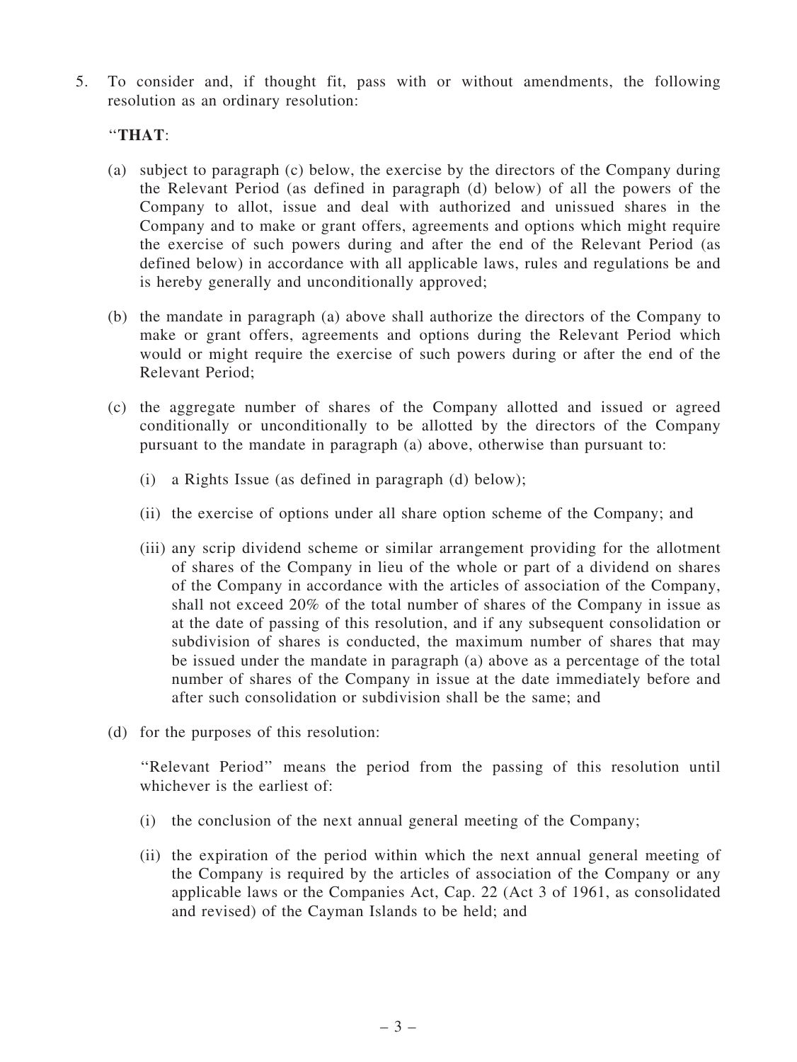5. To consider and, if thought fit, pass with or without amendments, the following resolution as an ordinary resolution:

"**THAT**:

(a) subject to paragraph (c) below, the exercise by the directors of the Company during the Relevant Period (as defined in paragraph (d) below) of all the powers of the Company to allot, issue and deal with authorized and unissued shares in the Company and to make or grant offers, agreements and options which might require the exercise of such powers during and after the end of the Relevant Period (as defined below) in accordance with all applicable laws, rules and regulations be and is hereby generally and unconditionally approved;

(b) the mandate in paragraph (a) above shall authorize the directors of the Company to make or grant offers, agreements and options during the Relevant Period which would or might require the exercise of such powers during or after the end of the Relevant Period;

(c) the aggregate number of shares of the Company allotted and issued or agreed conditionally or unconditionally to be allotted by the directors of the Company pursuant to the mandate in paragraph (a) above, otherwise than pursuant to:

 (i) a Rights Issue (as defined in paragraph (d) below);

 (ii) the exercise of options under all share option scheme of the Company; and

 (iii) any scrip dividend scheme or similar arrangement providing for the allotment of shares of the Company in lieu of the whole or part of a dividend on shares of the Company in accordance with the articles of association of the Company, shall not exceed 20% of the total number of shares of the Company in issue as at the date of passing of this resolution, and if any subsequent consolidation or subdivision of shares is conducted, the maximum number of shares that may be issued under the mandate in paragraph (a) above as a percentage of the total number of shares of the Company in issue at the date immediately before and after such consolidation or subdivision shall be the same; and

(d) for the purposes of this resolution:

"Relevant Period" means the period from the passing of this resolution until whichever is the earliest of:

 (i) the conclusion of the next annual general meeting of the Company;

 (ii) the expiration of the period within which the next annual general meeting of the Company is required by the articles of association of the Company or any applicable laws or the Companies Act, Cap. 22 (Act 3 of 1961, as consolidated and revised) of the Cayman Islands to be held; and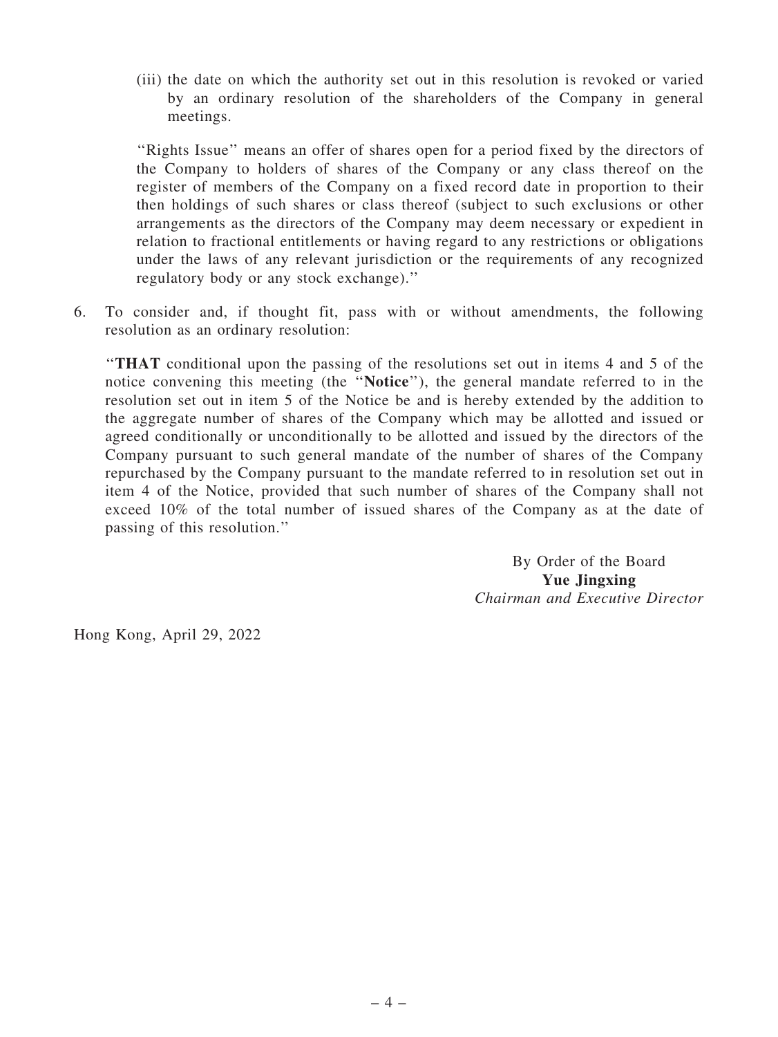(iii) the date on which the authority set out in this resolution is revoked or varied by an ordinary resolution of the shareholders of the Company in general meetings.

''Rights Issue'' means an offer of shares open for a period fixed by the directors of the Company to holders of shares of the Company or any class thereof on the register of members of the Company on a fixed record date in proportion to their then holdings of such shares or class thereof (subject to such exclusions or other arrangements as the directors of the Company may deem necessary or expedient in relation to fractional entitlements or having regard to any restrictions or obligations under the laws of any relevant jurisdiction or the requirements of any recognized regulatory body or any stock exchange).''

6. To consider and, if thought fit, pass with or without amendments, the following resolution as an ordinary resolution:

''**THAT** conditional upon the passing of the resolutions set out in items 4 and 5 of the notice convening this meeting (the ''**Notice**''), the general mandate referred to in the resolution set out in item 5 of the Notice be and is hereby extended by the addition to the aggregate number of shares of the Company which may be allotted and issued or agreed conditionally or unconditionally to be allotted and issued by the directors of the Company pursuant to such general mandate of the number of shares of the Company repurchased by the Company pursuant to the mandate referred to in resolution set out in item 4 of the Notice, provided that such number of shares of the Company shall not exceed 10% of the total number of issued shares of the Company as at the date of passing of this resolution.''

By Order of the Board
**Yue Jingxing**
*Chairman and Executive Director*

Hong Kong, April 29, 2022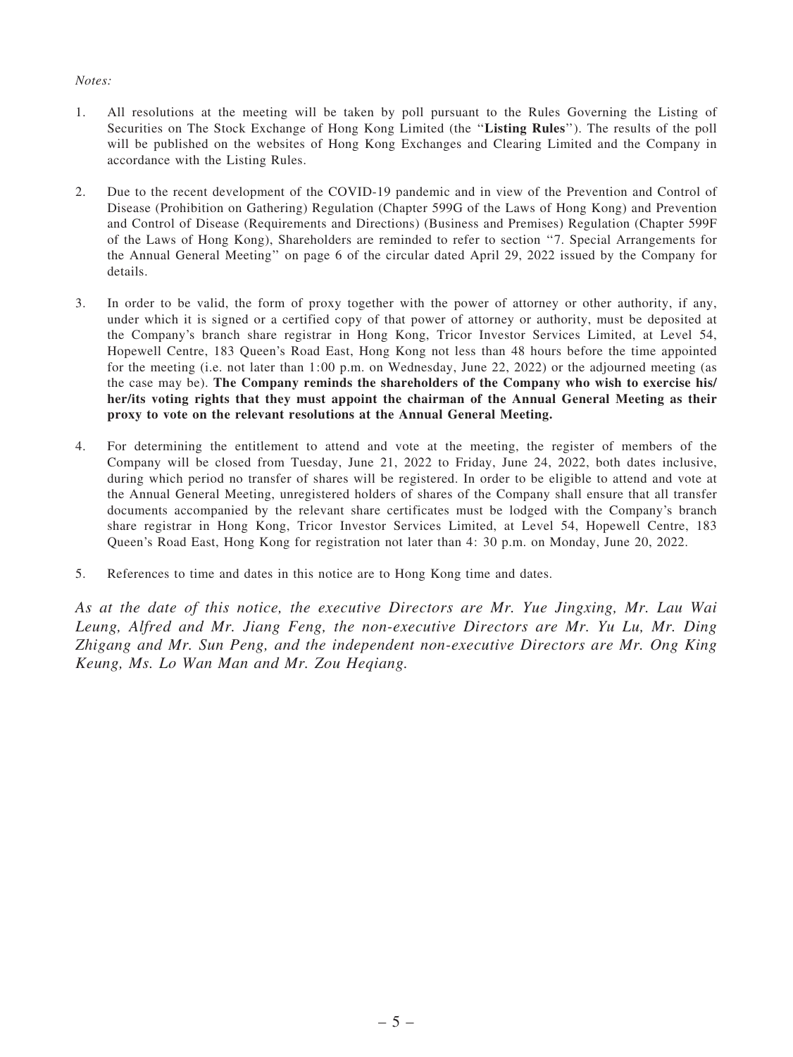*Notes:*

1. All resolutions at the meeting will be taken by poll pursuant to the Rules Governing the Listing of Securities on The Stock Exchange of Hong Kong Limited (the "**Listing Rules**"). The results of the poll will be published on the websites of Hong Kong Exchanges and Clearing Limited and the Company in accordance with the Listing Rules.

2. Due to the recent development of the COVID-19 pandemic and in view of the Prevention and Control of Disease (Prohibition on Gathering) Regulation (Chapter 599G of the Laws of Hong Kong) and Prevention and Control of Disease (Requirements and Directions) (Business and Premises) Regulation (Chapter 599F of the Laws of Hong Kong), Shareholders are reminded to refer to section "7. Special Arrangements for the Annual General Meeting" on page 6 of the circular dated April 29, 2022 issued by the Company for details.

3. In order to be valid, the form of proxy together with the power of attorney or other authority, if any, under which it is signed or a certified copy of that power of attorney or authority, must be deposited at the Company's branch share registrar in Hong Kong, Tricor Investor Services Limited, at Level 54, Hopewell Centre, 183 Queen's Road East, Hong Kong not less than 48 hours before the time appointed for the meeting (i.e. not later than 1:00 p.m. on Wednesday, June 22, 2022) or the adjourned meeting (as the case may be). **The Company reminds the shareholders of the Company who wish to exercise his/her/its voting rights that they must appoint the chairman of the Annual General Meeting as their proxy to vote on the relevant resolutions at the Annual General Meeting.**

4. For determining the entitlement to attend and vote at the meeting, the register of members of the Company will be closed from Tuesday, June 21, 2022 to Friday, June 24, 2022, both dates inclusive, during which period no transfer of shares will be registered. In order to be eligible to attend and vote at the Annual General Meeting, unregistered holders of shares of the Company shall ensure that all transfer documents accompanied by the relevant share certificates must be lodged with the Company's branch share registrar in Hong Kong, Tricor Investor Services Limited, at Level 54, Hopewell Centre, 183 Queen's Road East, Hong Kong for registration not later than 4: 30 p.m. on Monday, June 20, 2022.

5. References to time and dates in this notice are to Hong Kong time and dates.

*As at the date of this notice, the executive Directors are Mr. Yue Jingxing, Mr. Lau Wai Leung, Alfred and Mr. Jiang Feng, the non-executive Directors are Mr. Yu Lu, Mr. Ding Zhigang and Mr. Sun Peng, and the independent non-executive Directors are Mr. Ong King Keung, Ms. Lo Wan Man and Mr. Zou Heqiang.*